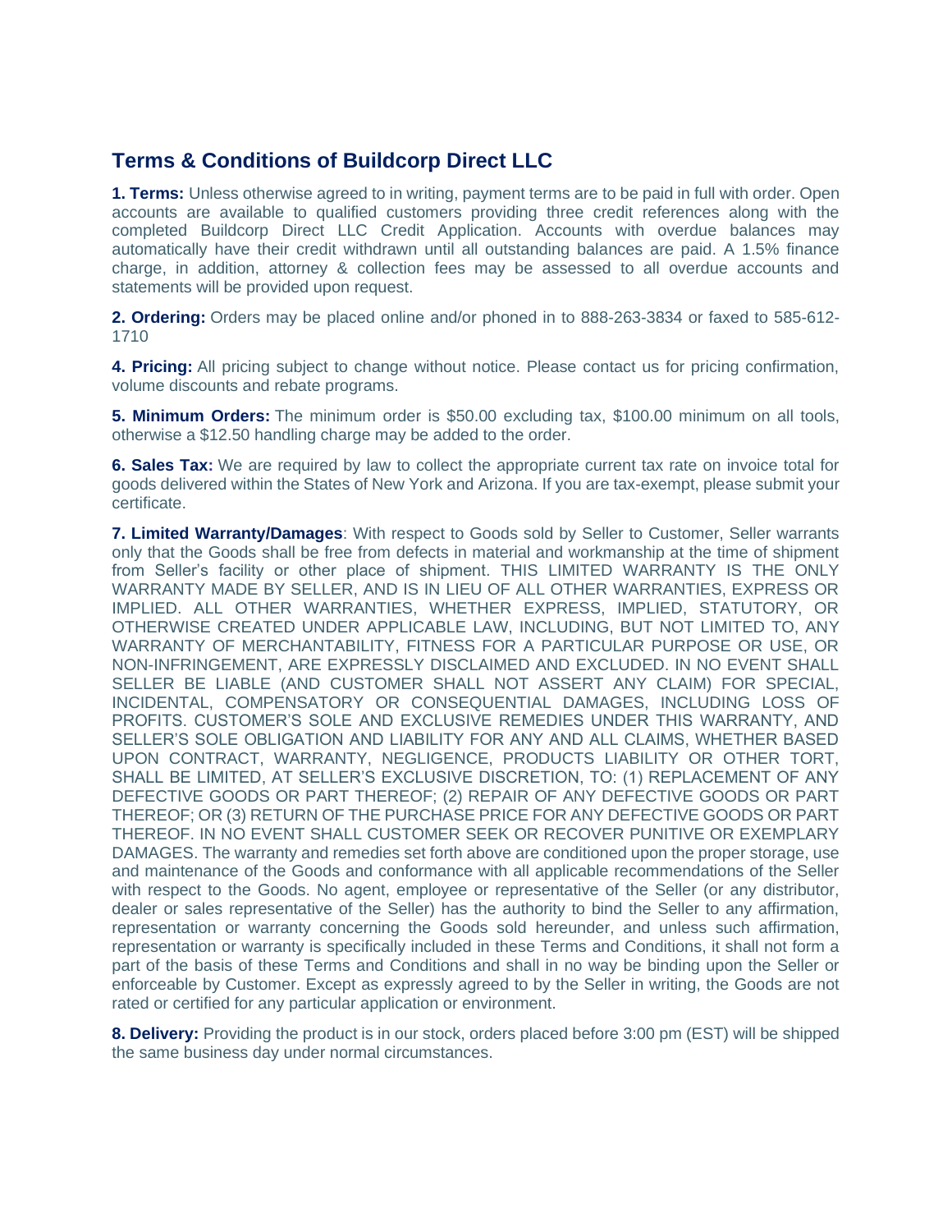## Terms & Conditions of Buildcorp Direct LLC

**1. Terms:** Unless otherwise agreed to in writing, payment terms are to be paid in full with order. Open accounts are available to qualified customers providing three credit references along with the completed Buildcorp Direct LLC Credit Application. Accounts with overdue balances may automatically have their credit withdrawn until all outstanding balances are paid. A 1.5% finance charge, in addition, attorney & collection fees may be assessed to all overdue accounts and statements will be provided upon request.

**2. Ordering:** Orders may be placed online and/or phoned in to 888-263-3834 or faxed to 585-612-1710

**4. Pricing:** All pricing subject to change without notice. Please contact us for pricing confirmation, volume discounts and rebate programs.

**5. Minimum Orders:** The minimum order is $50.00 excluding tax, $100.00 minimum on all tools, otherwise a $12.50 handling charge may be added to the order.

**6. Sales Tax:** We are required by law to collect the appropriate current tax rate on invoice total for goods delivered within the States of New York and Arizona. If you are tax-exempt, please submit your certificate.

**7. Limited Warranty/Damages**: With respect to Goods sold by Seller to Customer, Seller warrants only that the Goods shall be free from defects in material and workmanship at the time of shipment from Seller's facility or other place of shipment. THIS LIMITED WARRANTY IS THE ONLY WARRANTY MADE BY SELLER, AND IS IN LIEU OF ALL OTHER WARRANTIES, EXPRESS OR IMPLIED. ALL OTHER WARRANTIES, WHETHER EXPRESS, IMPLIED, STATUTORY, OR OTHERWISE CREATED UNDER APPLICABLE LAW, INCLUDING, BUT NOT LIMITED TO, ANY WARRANTY OF MERCHANTABILITY, FITNESS FOR A PARTICULAR PURPOSE OR USE, OR NON-INFRINGEMENT, ARE EXPRESSLY DISCLAIMED AND EXCLUDED. IN NO EVENT SHALL SELLER BE LIABLE (AND CUSTOMER SHALL NOT ASSERT ANY CLAIM) FOR SPECIAL, INCIDENTAL, COMPENSATORY OR CONSEQUENTIAL DAMAGES, INCLUDING LOSS OF PROFITS. CUSTOMER'S SOLE AND EXCLUSIVE REMEDIES UNDER THIS WARRANTY, AND SELLER'S SOLE OBLIGATION AND LIABILITY FOR ANY AND ALL CLAIMS, WHETHER BASED UPON CONTRACT, WARRANTY, NEGLIGENCE, PRODUCTS LIABILITY OR OTHER TORT, SHALL BE LIMITED, AT SELLER'S EXCLUSIVE DISCRETION, TO: (1) REPLACEMENT OF ANY DEFECTIVE GOODS OR PART THEREOF; (2) REPAIR OF ANY DEFECTIVE GOODS OR PART THEREOF; OR (3) RETURN OF THE PURCHASE PRICE FOR ANY DEFECTIVE GOODS OR PART THEREOF. IN NO EVENT SHALL CUSTOMER SEEK OR RECOVER PUNITIVE OR EXEMPLARY DAMAGES. The warranty and remedies set forth above are conditioned upon the proper storage, use and maintenance of the Goods and conformance with all applicable recommendations of the Seller with respect to the Goods. No agent, employee or representative of the Seller (or any distributor, dealer or sales representative of the Seller) has the authority to bind the Seller to any affirmation, representation or warranty concerning the Goods sold hereunder, and unless such affirmation, representation or warranty is specifically included in these Terms and Conditions, it shall not form a part of the basis of these Terms and Conditions and shall in no way be binding upon the Seller or enforceable by Customer. Except as expressly agreed to by the Seller in writing, the Goods are not rated or certified for any particular application or environment.

**8. Delivery:** Providing the product is in our stock, orders placed before 3:00 pm (EST) will be shipped the same business day under normal circumstances.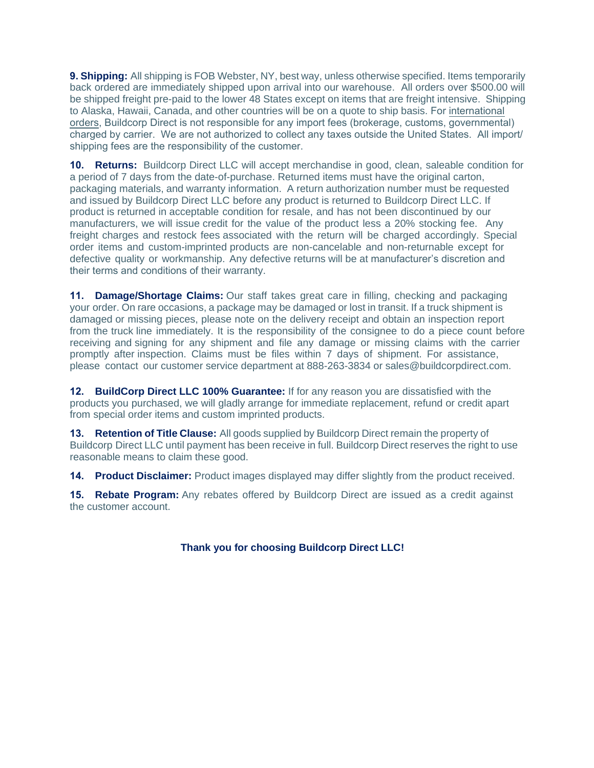**9. Shipping:** All shipping is FOB Webster, NY, best way, unless otherwise specified. Items temporarily back ordered are immediately shipped upon arrival into our warehouse. All orders over $500.00 will be shipped freight pre-paid to the lower 48 States except on items that are freight intensive. Shipping to Alaska, Hawaii, Canada, and other countries will be on a quote to ship basis. For international orders, Buildcorp Direct is not responsible for any import fees (brokerage, customs, governmental) charged by carrier. We are not authorized to collect any taxes outside the United States. All import/ shipping fees are the responsibility of the customer.

**10. Returns:** Buildcorp Direct LLC will accept merchandise in good, clean, saleable condition for a period of 7 days from the date-of-purchase. Returned items must have the original carton, packaging materials, and warranty information. A return authorization number must be requested and issued by Buildcorp Direct LLC before any product is returned to Buildcorp Direct LLC. If product is returned in acceptable condition for resale, and has not been discontinued by our manufacturers, we will issue credit for the value of the product less a 20% stocking fee. Any freight charges and restock fees associated with the return will be charged accordingly. Special order items and custom-imprinted products are non-cancelable and non-returnable except for defective quality or workmanship. Any defective returns will be at manufacturer's discretion and their terms and conditions of their warranty.

**11. Damage/Shortage Claims:** Our staff takes great care in filling, checking and packaging your order. On rare occasions, a package may be damaged or lost in transit. If a truck shipment is damaged or missing pieces, please note on the delivery receipt and obtain an inspection report from the truck line immediately. It is the responsibility of the consignee to do a piece count before receiving and signing for any shipment and file any damage or missing claims with the carrier promptly after inspection. Claims must be files within 7 days of shipment. For assistance, please contact our customer service department at 888-263-3834 or sales@buildcorpdirect.com.

**12. BuildCorp Direct LLC 100% Guarantee:** If for any reason you are dissatisfied with the products you purchased, we will gladly arrange for immediate replacement, refund or credit apart from special order items and custom imprinted products.

**13. Retention of Title Clause:** All goods supplied by Buildcorp Direct remain the property of Buildcorp Direct LLC until payment has been receive in full. Buildcorp Direct reserves the right to use reasonable means to claim these good.

**14. Product Disclaimer:** Product images displayed may differ slightly from the product received.

**15. Rebate Program:** Any rebates offered by Buildcorp Direct are issued as a credit against the customer account.

**Thank you for choosing Buildcorp Direct LLC!**